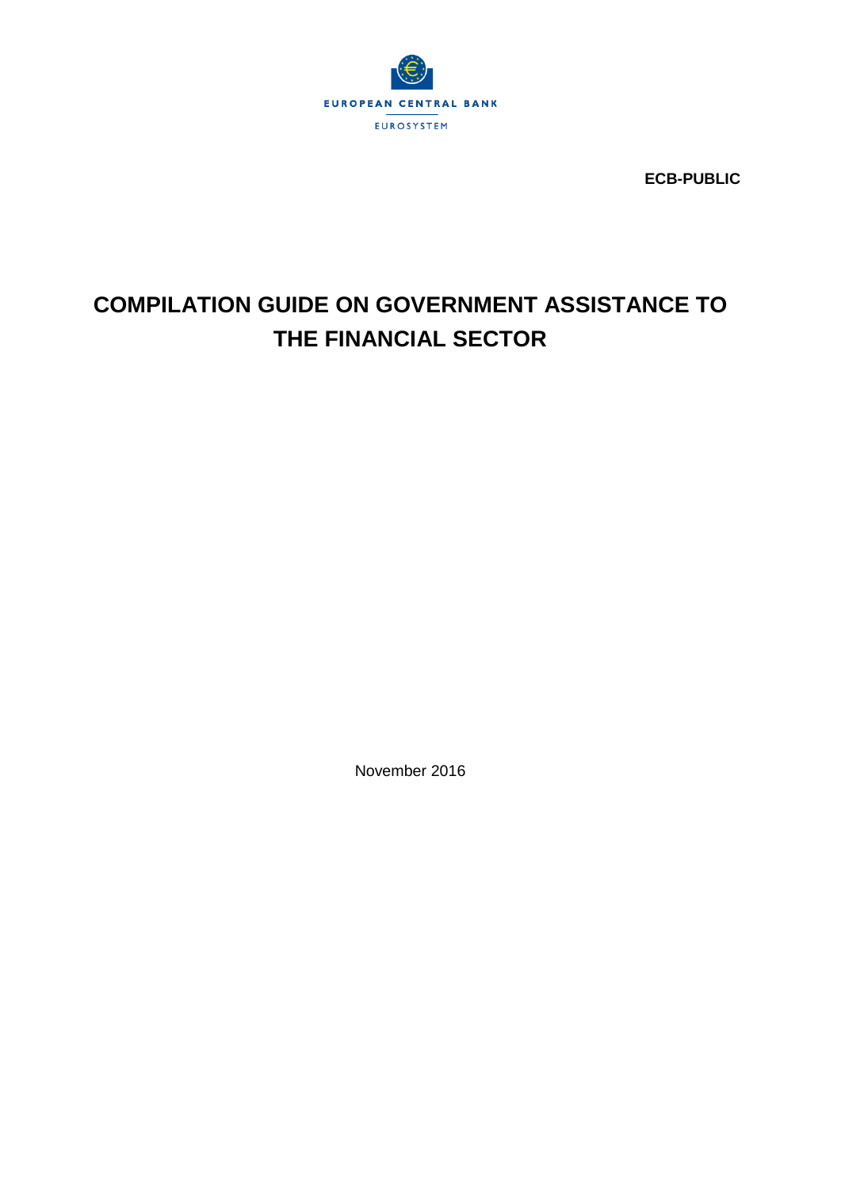EUROPEAN CENTRAL BANK

EUROSYSTEM

**ECB-PUBLIC**

# COMPILATION GUIDE ON GOVERNMENT ASSISTANCE TO THE FINANCIAL SECTOR

November 2016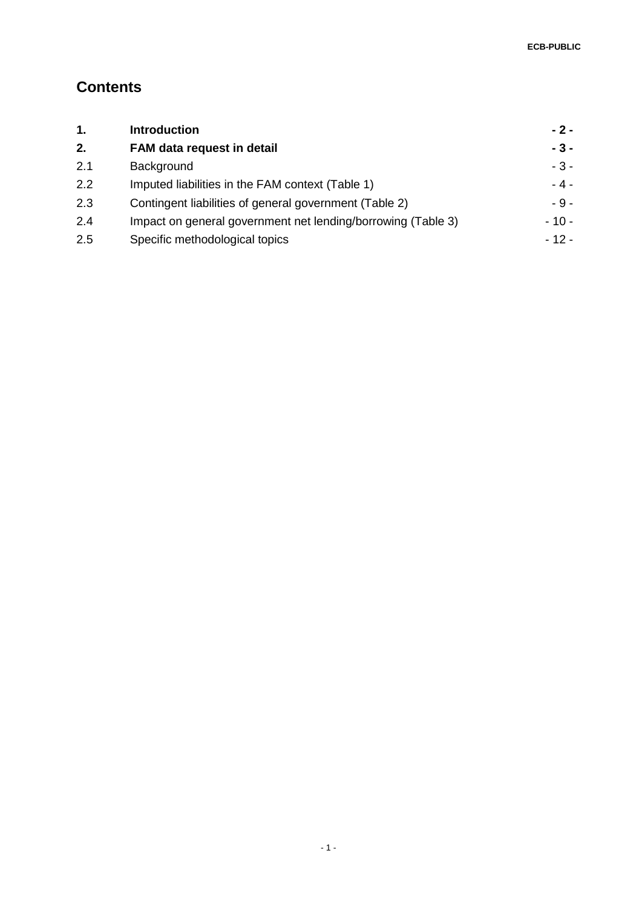# Contents

| | | |
|---|---|---|
| **1.** | **Introduction** | **- 2 -** |
| **2.** | **FAM data request in detail** | **- 3 -** |
| 2.1 | Background | - 3 - |
| 2.2 | Imputed liabilities in the FAM context (Table 1) | - 4 - |
| 2.3 | Contingent liabilities of general government (Table 2) | - 9 - |
| 2.4 | Impact on general government net lending/borrowing (Table 3) | - 10 - |
| 2.5 | Specific methodological topics | - 12 - |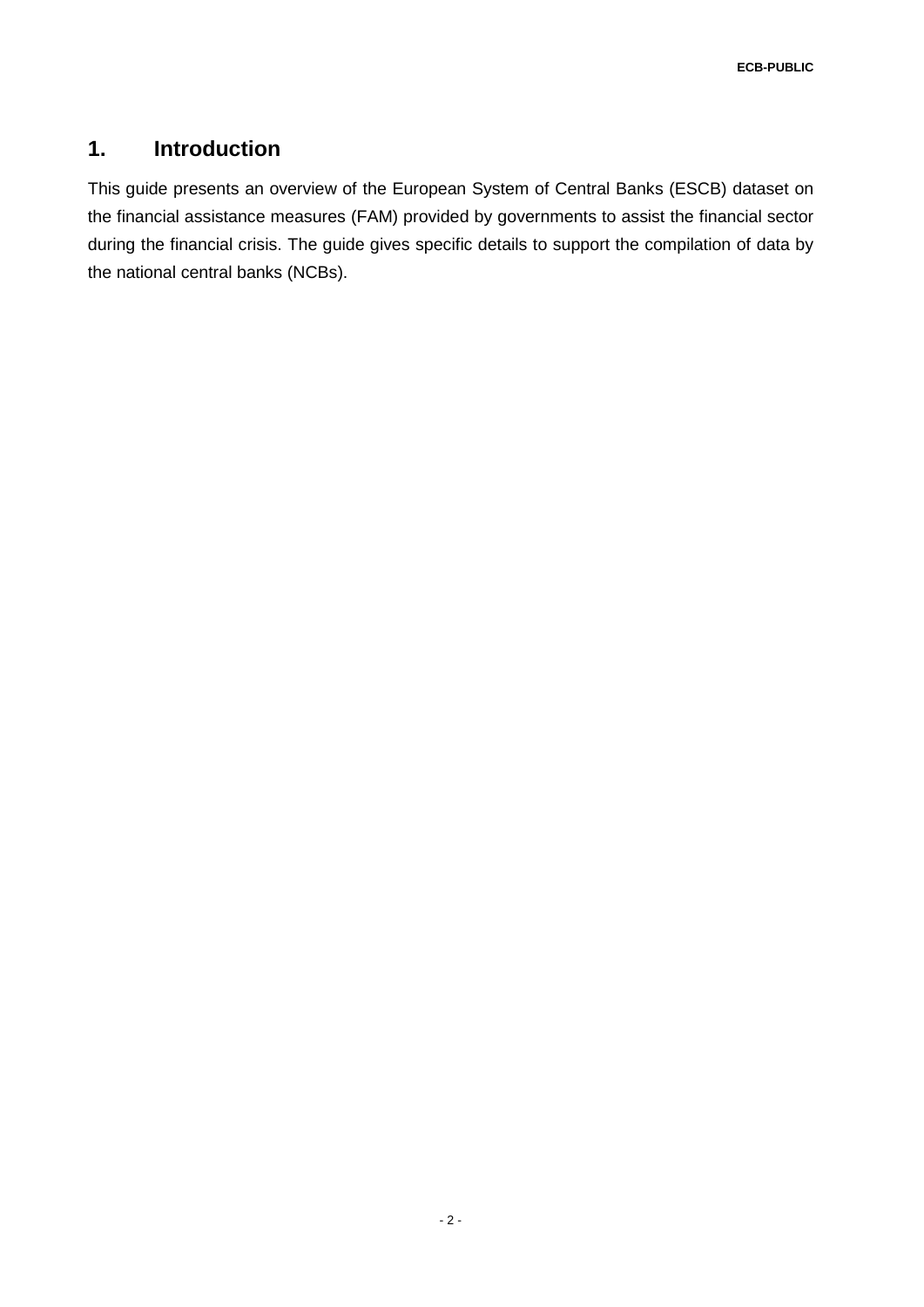# 1. Introduction

This guide presents an overview of the European System of Central Banks (ESCB) dataset on the financial assistance measures (FAM) provided by governments to assist the financial sector during the financial crisis. The guide gives specific details to support the compilation of data by the national central banks (NCBs).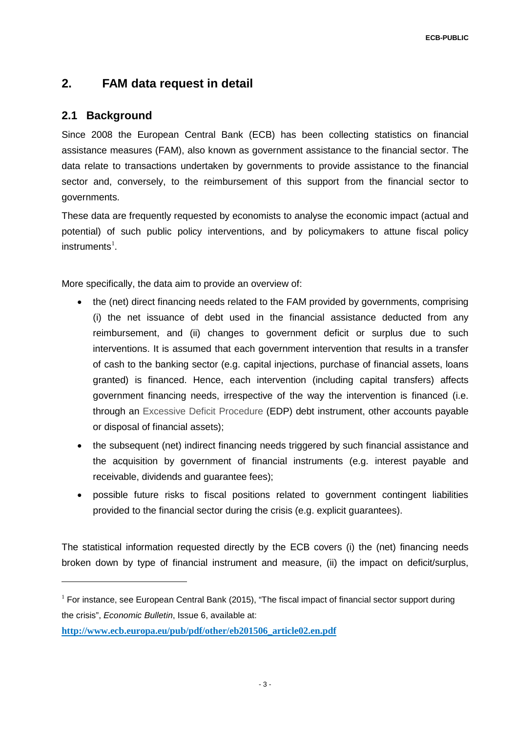# 2. FAM data request in detail

## 2.1 Background

Since 2008 the European Central Bank (ECB) has been collecting statistics on financial assistance measures (FAM), also known as government assistance to the financial sector. The data relate to transactions undertaken by governments to provide assistance to the financial sector and, conversely, to the reimbursement of this support from the financial sector to governments.

These data are frequently requested by economists to analyse the economic impact (actual and potential) of such public policy interventions, and by policymakers to attune fiscal policy instruments[1].

More specifically, the data aim to provide an overview of:

- the (net) direct financing needs related to the FAM provided by governments, comprising (i) the net issuance of debt used in the financial assistance deducted from any reimbursement, and (ii) changes to government deficit or surplus due to such interventions. It is assumed that each government intervention that results in a transfer of cash to the banking sector (e.g. capital injections, purchase of financial assets, loans granted) is financed. Hence, each intervention (including capital transfers) affects government financing needs, irrespective of the way the intervention is financed (i.e. through an Excessive Deficit Procedure (EDP) debt instrument, other accounts payable or disposal of financial assets);
- the subsequent (net) indirect financing needs triggered by such financial assistance and the acquisition by government of financial instruments (e.g. interest payable and receivable, dividends and guarantee fees);
- possible future risks to fiscal positions related to government contingent liabilities provided to the financial sector during the crisis (e.g. explicit guarantees).

The statistical information requested directly by the ECB covers (i) the (net) financing needs broken down by type of financial instrument and measure, (ii) the impact on deficit/surplus,

[1] For instance, see European Central Bank (2015), "The fiscal impact of financial sector support during the crisis", *Economic Bulletin*, Issue 6, available at: **http://www.ecb.europa.eu/pub/pdf/other/eb201506_article02.en.pdf**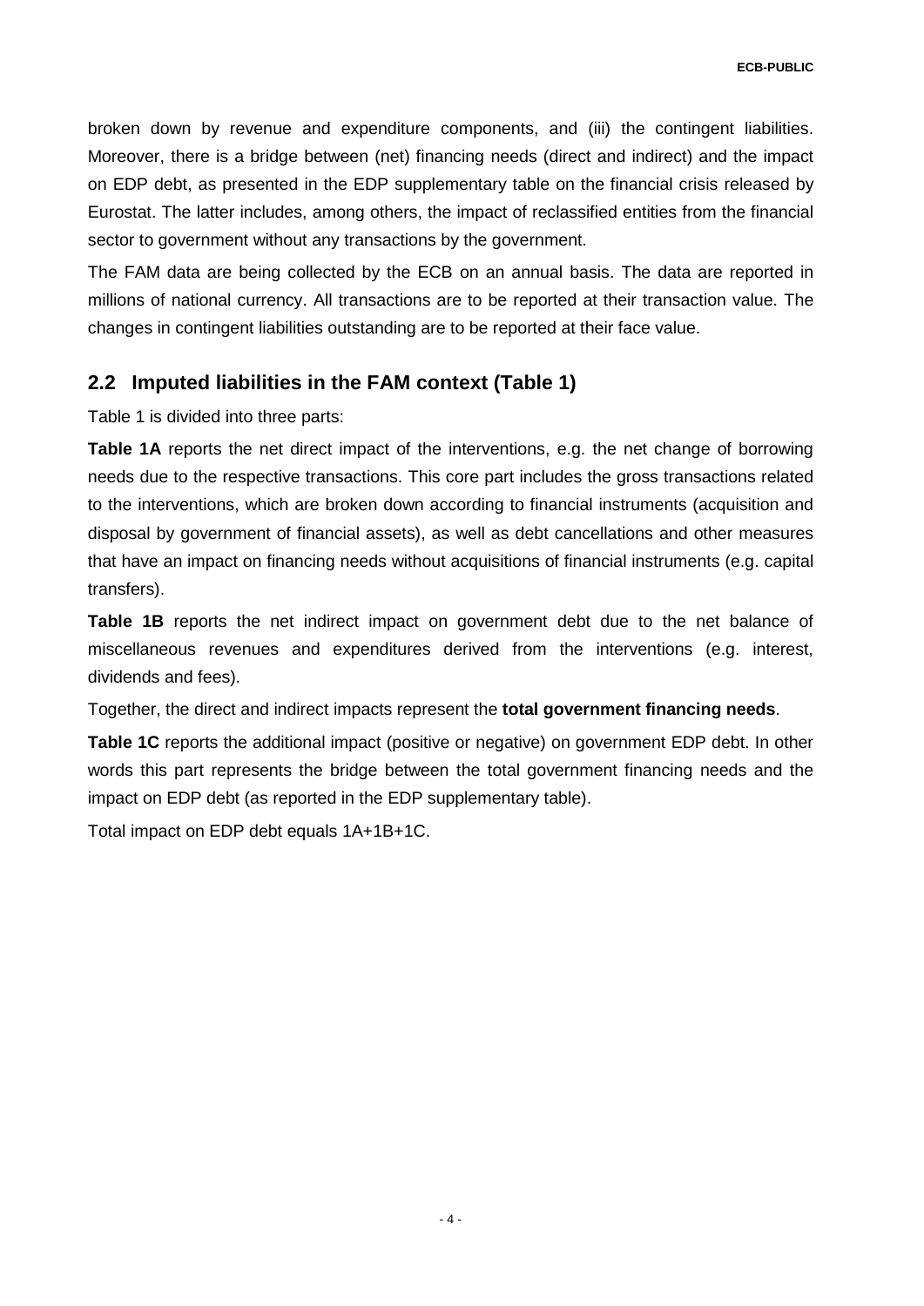broken down by revenue and expenditure components, and (iii) the contingent liabilities. Moreover, there is a bridge between (net) financing needs (direct and indirect) and the impact on EDP debt, as presented in the EDP supplementary table on the financial crisis released by Eurostat. The latter includes, among others, the impact of reclassified entities from the financial sector to government without any transactions by the government.

The FAM data are being collected by the ECB on an annual basis. The data are reported in millions of national currency. All transactions are to be reported at their transaction value. The changes in contingent liabilities outstanding are to be reported at their face value.

## 2.2 Imputed liabilities in the FAM context (Table 1)

Table 1 is divided into three parts:

**Table 1A** reports the net direct impact of the interventions, e.g. the net change of borrowing needs due to the respective transactions. This core part includes the gross transactions related to the interventions, which are broken down according to financial instruments (acquisition and disposal by government of financial assets), as well as debt cancellations and other measures that have an impact on financing needs without acquisitions of financial instruments (e.g. capital transfers).

**Table 1B** reports the net indirect impact on government debt due to the net balance of miscellaneous revenues and expenditures derived from the interventions (e.g. interest, dividends and fees).

Together, the direct and indirect impacts represent the **total government financing needs**.

**Table 1C** reports the additional impact (positive or negative) on government EDP debt. In other words this part represents the bridge between the total government financing needs and the impact on EDP debt (as reported in the EDP supplementary table).

Total impact on EDP debt equals 1A+1B+1C.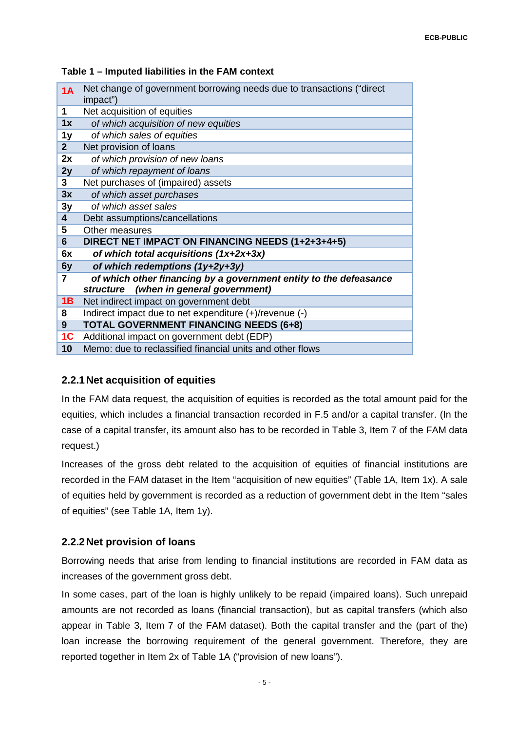**Table 1 – Imputed liabilities in the FAM context**

| | |
|---|---|
| **1A** | Net change of government borrowing needs due to transactions ("direct impact") |
| **1** | Net acquisition of equities |
| **1x** | *of which acquisition of new equities* |
| **1y** | *of which sales of equities* |
| **2** | Net provision of loans |
| **2x** | *of which provision of new loans* |
| **2y** | *of which repayment of loans* |
| **3** | Net purchases of (impaired) assets |
| **3x** | *of which asset purchases* |
| **3y** | *of which asset sales* |
| **4** | Debt assumptions/cancellations |
| **5** | Other measures |
| **6** | **DIRECT NET IMPACT ON FINANCING NEEDS (1+2+3+4+5)** |
| **6x** | ***of which total acquisitions (1x+2x+3x)*** |
| **6y** | ***of which redemptions (1y+2y+3y)*** |
| **7** | ***of which other financing by a government entity to the defeasance structure (when in general government)*** |
| **1B** | Net indirect impact on government debt |
| **8** | Indirect impact due to net expenditure (+)/revenue (-) |
| **9** | **TOTAL GOVERNMENT FINANCING NEEDS (6+8)** |
| **1C** | Additional impact on government debt (EDP) |
| **10** | Memo: due to reclassified financial units and other flows |

### 2.2.1 Net acquisition of equities

In the FAM data request, the acquisition of equities is recorded as the total amount paid for the equities, which includes a financial transaction recorded in F.5 and/or a capital transfer. (In the case of a capital transfer, its amount also has to be recorded in Table 3, Item 7 of the FAM data request.)

Increases of the gross debt related to the acquisition of equities of financial institutions are recorded in the FAM dataset in the Item "acquisition of new equities" (Table 1A, Item 1x). A sale of equities held by government is recorded as a reduction of government debt in the Item "sales of equities" (see Table 1A, Item 1y).

### 2.2.2 Net provision of loans

Borrowing needs that arise from lending to financial institutions are recorded in FAM data as increases of the government gross debt.

In some cases, part of the loan is highly unlikely to be repaid (impaired loans). Such unrepaid amounts are not recorded as loans (financial transaction), but as capital transfers (which also appear in Table 3, Item 7 of the FAM dataset). Both the capital transfer and the (part of the) loan increase the borrowing requirement of the general government. Therefore, they are reported together in Item 2x of Table 1A ("provision of new loans").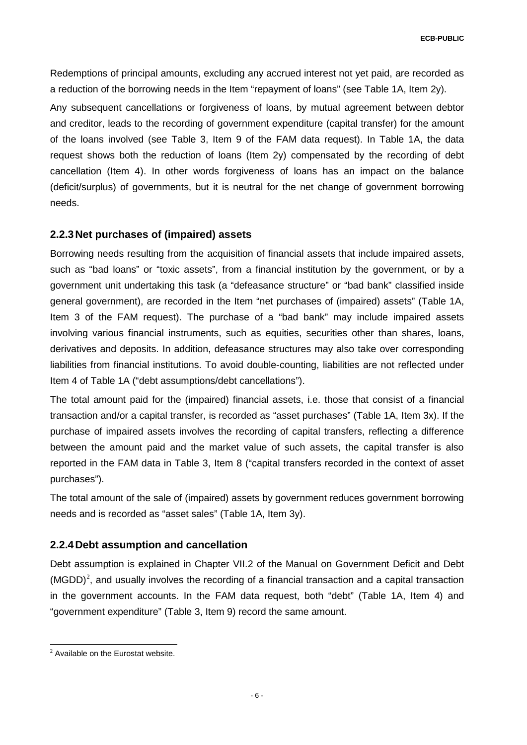Redemptions of principal amounts, excluding any accrued interest not yet paid, are recorded as a reduction of the borrowing needs in the Item "repayment of loans" (see Table 1A, Item 2y).

Any subsequent cancellations or forgiveness of loans, by mutual agreement between debtor and creditor, leads to the recording of government expenditure (capital transfer) for the amount of the loans involved (see Table 3, Item 9 of the FAM data request). In Table 1A, the data request shows both the reduction of loans (Item 2y) compensated by the recording of debt cancellation (Item 4). In other words forgiveness of loans has an impact on the balance (deficit/surplus) of governments, but it is neutral for the net change of government borrowing needs.

### 2.2.3 Net purchases of (impaired) assets

Borrowing needs resulting from the acquisition of financial assets that include impaired assets, such as "bad loans" or "toxic assets", from a financial institution by the government, or by a government unit undertaking this task (a "defeasance structure" or "bad bank" classified inside general government), are recorded in the Item "net purchases of (impaired) assets" (Table 1A, Item 3 of the FAM request). The purchase of a "bad bank" may include impaired assets involving various financial instruments, such as equities, securities other than shares, loans, derivatives and deposits. In addition, defeasance structures may also take over corresponding liabilities from financial institutions. To avoid double-counting, liabilities are not reflected under Item 4 of Table 1A ("debt assumptions/debt cancellations").

The total amount paid for the (impaired) financial assets, i.e. those that consist of a financial transaction and/or a capital transfer, is recorded as "asset purchases" (Table 1A, Item 3x). If the purchase of impaired assets involves the recording of capital transfers, reflecting a difference between the amount paid and the market value of such assets, the capital transfer is also reported in the FAM data in Table 3, Item 8 ("capital transfers recorded in the context of asset purchases").

The total amount of the sale of (impaired) assets by government reduces government borrowing needs and is recorded as "asset sales" (Table 1A, Item 3y).

### 2.2.4 Debt assumption and cancellation

Debt assumption is explained in Chapter VII.2 of the Manual on Government Deficit and Debt (MGDD)[2], and usually involves the recording of a financial transaction and a capital transaction in the government accounts. In the FAM data request, both "debt" (Table 1A, Item 4) and "government expenditure" (Table 3, Item 9) record the same amount.

[2] Available on the Eurostat website.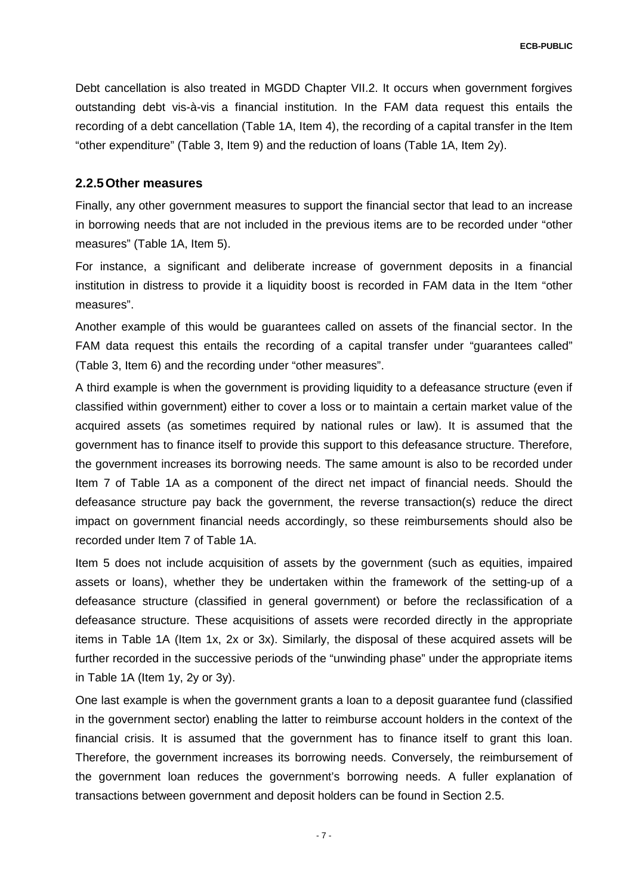Debt cancellation is also treated in MGDD Chapter VII.2. It occurs when government forgives outstanding debt vis-à-vis a financial institution. In the FAM data request this entails the recording of a debt cancellation (Table 1A, Item 4), the recording of a capital transfer in the Item "other expenditure" (Table 3, Item 9) and the reduction of loans (Table 1A, Item 2y).

### 2.2.5 Other measures

Finally, any other government measures to support the financial sector that lead to an increase in borrowing needs that are not included in the previous items are to be recorded under "other measures" (Table 1A, Item 5).

For instance, a significant and deliberate increase of government deposits in a financial institution in distress to provide it a liquidity boost is recorded in FAM data in the Item "other measures".

Another example of this would be guarantees called on assets of the financial sector. In the FAM data request this entails the recording of a capital transfer under "guarantees called" (Table 3, Item 6) and the recording under "other measures".

A third example is when the government is providing liquidity to a defeasance structure (even if classified within government) either to cover a loss or to maintain a certain market value of the acquired assets (as sometimes required by national rules or law). It is assumed that the government has to finance itself to provide this support to this defeasance structure. Therefore, the government increases its borrowing needs. The same amount is also to be recorded under Item 7 of Table 1A as a component of the direct net impact of financial needs. Should the defeasance structure pay back the government, the reverse transaction(s) reduce the direct impact on government financial needs accordingly, so these reimbursements should also be recorded under Item 7 of Table 1A.

Item 5 does not include acquisition of assets by the government (such as equities, impaired assets or loans), whether they be undertaken within the framework of the setting-up of a defeasance structure (classified in general government) or before the reclassification of a defeasance structure. These acquisitions of assets were recorded directly in the appropriate items in Table 1A (Item 1x, 2x or 3x). Similarly, the disposal of these acquired assets will be further recorded in the successive periods of the "unwinding phase" under the appropriate items in Table 1A (Item 1y, 2y or 3y).

One last example is when the government grants a loan to a deposit guarantee fund (classified in the government sector) enabling the latter to reimburse account holders in the context of the financial crisis. It is assumed that the government has to finance itself to grant this loan. Therefore, the government increases its borrowing needs. Conversely, the reimbursement of the government loan reduces the government's borrowing needs. A fuller explanation of transactions between government and deposit holders can be found in Section 2.5.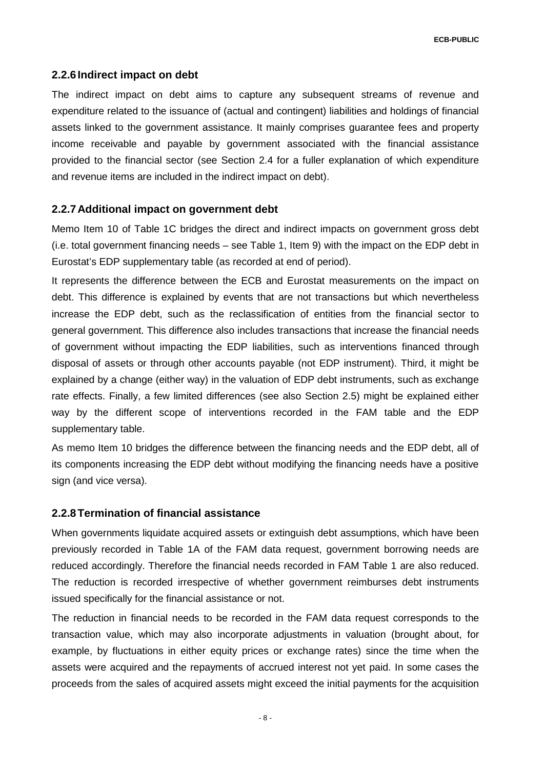### 2.2.6 Indirect impact on debt

The indirect impact on debt aims to capture any subsequent streams of revenue and expenditure related to the issuance of (actual and contingent) liabilities and holdings of financial assets linked to the government assistance. It mainly comprises guarantee fees and property income receivable and payable by government associated with the financial assistance provided to the financial sector (see Section 2.4 for a fuller explanation of which expenditure and revenue items are included in the indirect impact on debt).

### 2.2.7 Additional impact on government debt

Memo Item 10 of Table 1C bridges the direct and indirect impacts on government gross debt (i.e. total government financing needs – see Table 1, Item 9) with the impact on the EDP debt in Eurostat's EDP supplementary table (as recorded at end of period).

It represents the difference between the ECB and Eurostat measurements on the impact on debt. This difference is explained by events that are not transactions but which nevertheless increase the EDP debt, such as the reclassification of entities from the financial sector to general government. This difference also includes transactions that increase the financial needs of government without impacting the EDP liabilities, such as interventions financed through disposal of assets or through other accounts payable (not EDP instrument). Third, it might be explained by a change (either way) in the valuation of EDP debt instruments, such as exchange rate effects. Finally, a few limited differences (see also Section 2.5) might be explained either way by the different scope of interventions recorded in the FAM table and the EDP supplementary table.

As memo Item 10 bridges the difference between the financing needs and the EDP debt, all of its components increasing the EDP debt without modifying the financing needs have a positive sign (and vice versa).

### 2.2.8 Termination of financial assistance

When governments liquidate acquired assets or extinguish debt assumptions, which have been previously recorded in Table 1A of the FAM data request, government borrowing needs are reduced accordingly. Therefore the financial needs recorded in FAM Table 1 are also reduced. The reduction is recorded irrespective of whether government reimburses debt instruments issued specifically for the financial assistance or not.

The reduction in financial needs to be recorded in the FAM data request corresponds to the transaction value, which may also incorporate adjustments in valuation (brought about, for example, by fluctuations in either equity prices or exchange rates) since the time when the assets were acquired and the repayments of accrued interest not yet paid. In some cases the proceeds from the sales of acquired assets might exceed the initial payments for the acquisition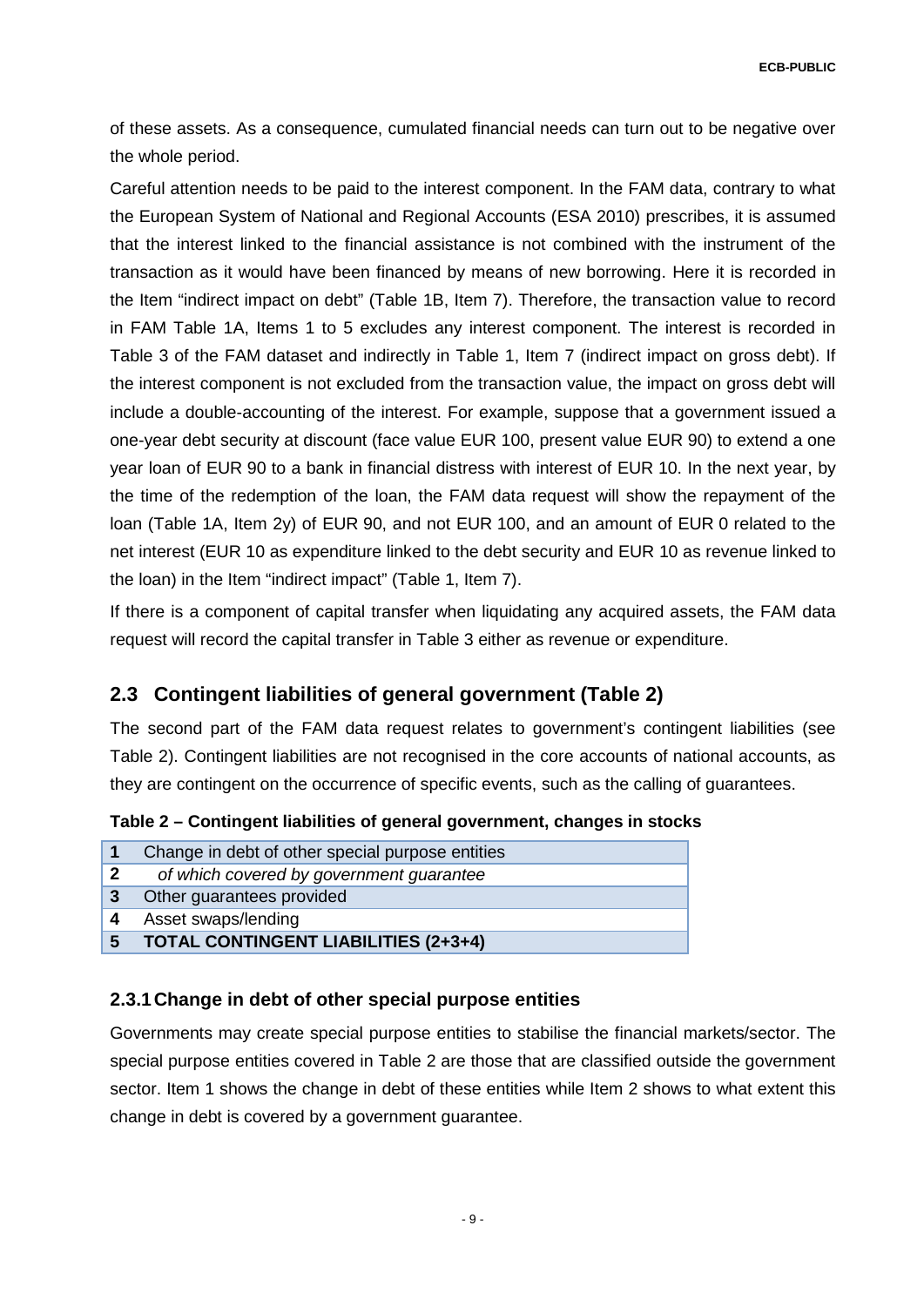of these assets. As a consequence, cumulated financial needs can turn out to be negative over the whole period.

Careful attention needs to be paid to the interest component. In the FAM data, contrary to what the European System of National and Regional Accounts (ESA 2010) prescribes, it is assumed that the interest linked to the financial assistance is not combined with the instrument of the transaction as it would have been financed by means of new borrowing. Here it is recorded in the Item "indirect impact on debt" (Table 1B, Item 7). Therefore, the transaction value to record in FAM Table 1A, Items 1 to 5 excludes any interest component. The interest is recorded in Table 3 of the FAM dataset and indirectly in Table 1, Item 7 (indirect impact on gross debt). If the interest component is not excluded from the transaction value, the impact on gross debt will include a double-accounting of the interest. For example, suppose that a government issued a one-year debt security at discount (face value EUR 100, present value EUR 90) to extend a one year loan of EUR 90 to a bank in financial distress with interest of EUR 10. In the next year, by the time of the redemption of the loan, the FAM data request will show the repayment of the loan (Table 1A, Item 2y) of EUR 90, and not EUR 100, and an amount of EUR 0 related to the net interest (EUR 10 as expenditure linked to the debt security and EUR 10 as revenue linked to the loan) in the Item "indirect impact" (Table 1, Item 7).

If there is a component of capital transfer when liquidating any acquired assets, the FAM data request will record the capital transfer in Table 3 either as revenue or expenditure.

## 2.3 Contingent liabilities of general government (Table 2)

The second part of the FAM data request relates to government's contingent liabilities (see Table 2). Contingent liabilities are not recognised in the core accounts of national accounts, as they are contingent on the occurrence of specific events, such as the calling of guarantees.

**Table 2 – Contingent liabilities of general government, changes in stocks**

| | |
|---|---|
| 1 | Change in debt of other special purpose entities |
| 2 | *of which covered by government guarantee* |
| 3 | Other guarantees provided |
| 4 | Asset swaps/lending |
| **5** | **TOTAL CONTINGENT LIABILITIES (2+3+4)** |

### 2.3.1 Change in debt of other special purpose entities

Governments may create special purpose entities to stabilise the financial markets/sector. The special purpose entities covered in Table 2 are those that are classified outside the government sector. Item 1 shows the change in debt of these entities while Item 2 shows to what extent this change in debt is covered by a government guarantee.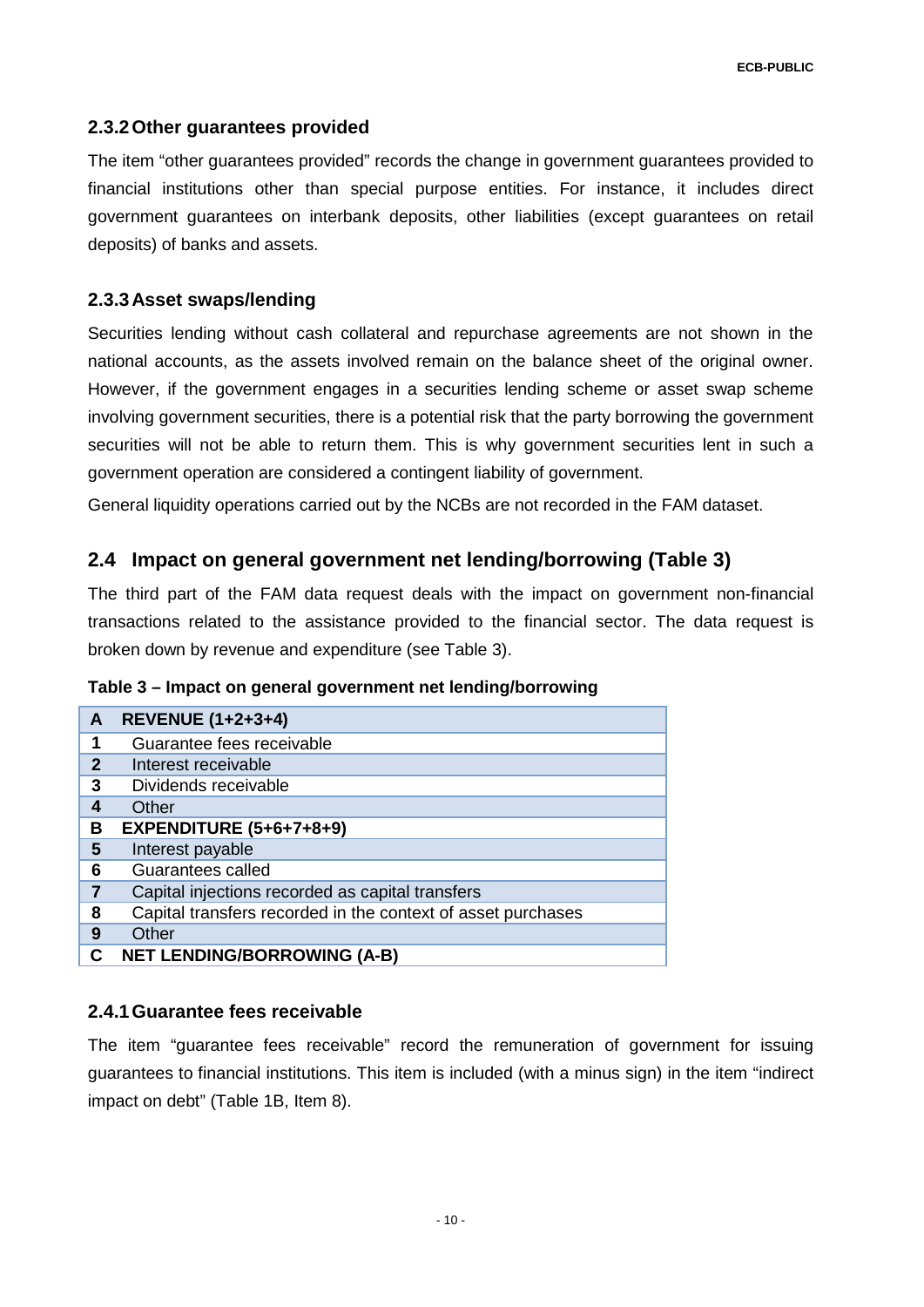### 2.3.2 Other guarantees provided

The item “other guarantees provided” records the change in government guarantees provided to financial institutions other than special purpose entities. For instance, it includes direct government guarantees on interbank deposits, other liabilities (except guarantees on retail deposits) of banks and assets.

### 2.3.3 Asset swaps/lending

Securities lending without cash collateral and repurchase agreements are not shown in the national accounts, as the assets involved remain on the balance sheet of the original owner. However, if the government engages in a securities lending scheme or asset swap scheme involving government securities, there is a potential risk that the party borrowing the government securities will not be able to return them. This is why government securities lent in such a government operation are considered a contingent liability of government.

General liquidity operations carried out by the NCBs are not recorded in the FAM dataset.

## 2.4 Impact on general government net lending/borrowing (Table 3)

The third part of the FAM data request deals with the impact on government non-financial transactions related to the assistance provided to the financial sector. The data request is broken down by revenue and expenditure (see Table 3).

**Table 3 – Impact on general government net lending/borrowing**

| | |
|---|---|
| **A** | **REVENUE (1+2+3+4)** |
| **1** | Guarantee fees receivable |
| **2** | Interest receivable |
| **3** | Dividends receivable |
| **4** | Other |
| **B** | **EXPENDITURE (5+6+7+8+9)** |
| **5** | Interest payable |
| **6** | Guarantees called |
| **7** | Capital injections recorded as capital transfers |
| **8** | Capital transfers recorded in the context of asset purchases |
| **9** | Other |
| **C** | **NET LENDING/BORROWING (A-B)** |

### 2.4.1 Guarantee fees receivable

The item “guarantee fees receivable” record the remuneration of government for issuing guarantees to financial institutions. This item is included (with a minus sign) in the item “indirect impact on debt” (Table 1B, Item 8).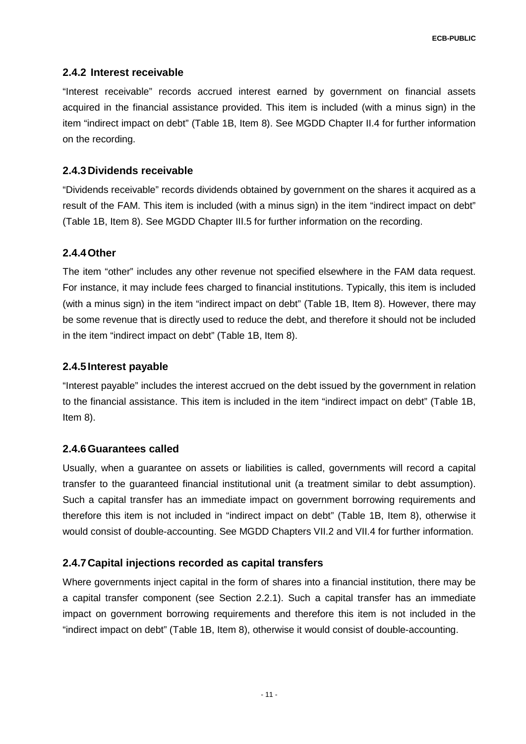### 2.4.2 Interest receivable

"Interest receivable" records accrued interest earned by government on financial assets acquired in the financial assistance provided. This item is included (with a minus sign) in the item "indirect impact on debt" (Table 1B, Item 8). See MGDD Chapter II.4 for further information on the recording.

### 2.4.3 Dividends receivable

"Dividends receivable" records dividends obtained by government on the shares it acquired as a result of the FAM. This item is included (with a minus sign) in the item "indirect impact on debt" (Table 1B, Item 8). See MGDD Chapter III.5 for further information on the recording.

### 2.4.4 Other

The item "other" includes any other revenue not specified elsewhere in the FAM data request. For instance, it may include fees charged to financial institutions. Typically, this item is included (with a minus sign) in the item "indirect impact on debt" (Table 1B, Item 8). However, there may be some revenue that is directly used to reduce the debt, and therefore it should not be included in the item "indirect impact on debt" (Table 1B, Item 8).

### 2.4.5 Interest payable

"Interest payable" includes the interest accrued on the debt issued by the government in relation to the financial assistance. This item is included in the item "indirect impact on debt" (Table 1B, Item 8).

### 2.4.6 Guarantees called

Usually, when a guarantee on assets or liabilities is called, governments will record a capital transfer to the guaranteed financial institutional unit (a treatment similar to debt assumption). Such a capital transfer has an immediate impact on government borrowing requirements and therefore this item is not included in "indirect impact on debt" (Table 1B, Item 8), otherwise it would consist of double-accounting. See MGDD Chapters VII.2 and VII.4 for further information.

### 2.4.7 Capital injections recorded as capital transfers

Where governments inject capital in the form of shares into a financial institution, there may be a capital transfer component (see Section 2.2.1). Such a capital transfer has an immediate impact on government borrowing requirements and therefore this item is not included in the "indirect impact on debt" (Table 1B, Item 8), otherwise it would consist of double-accounting.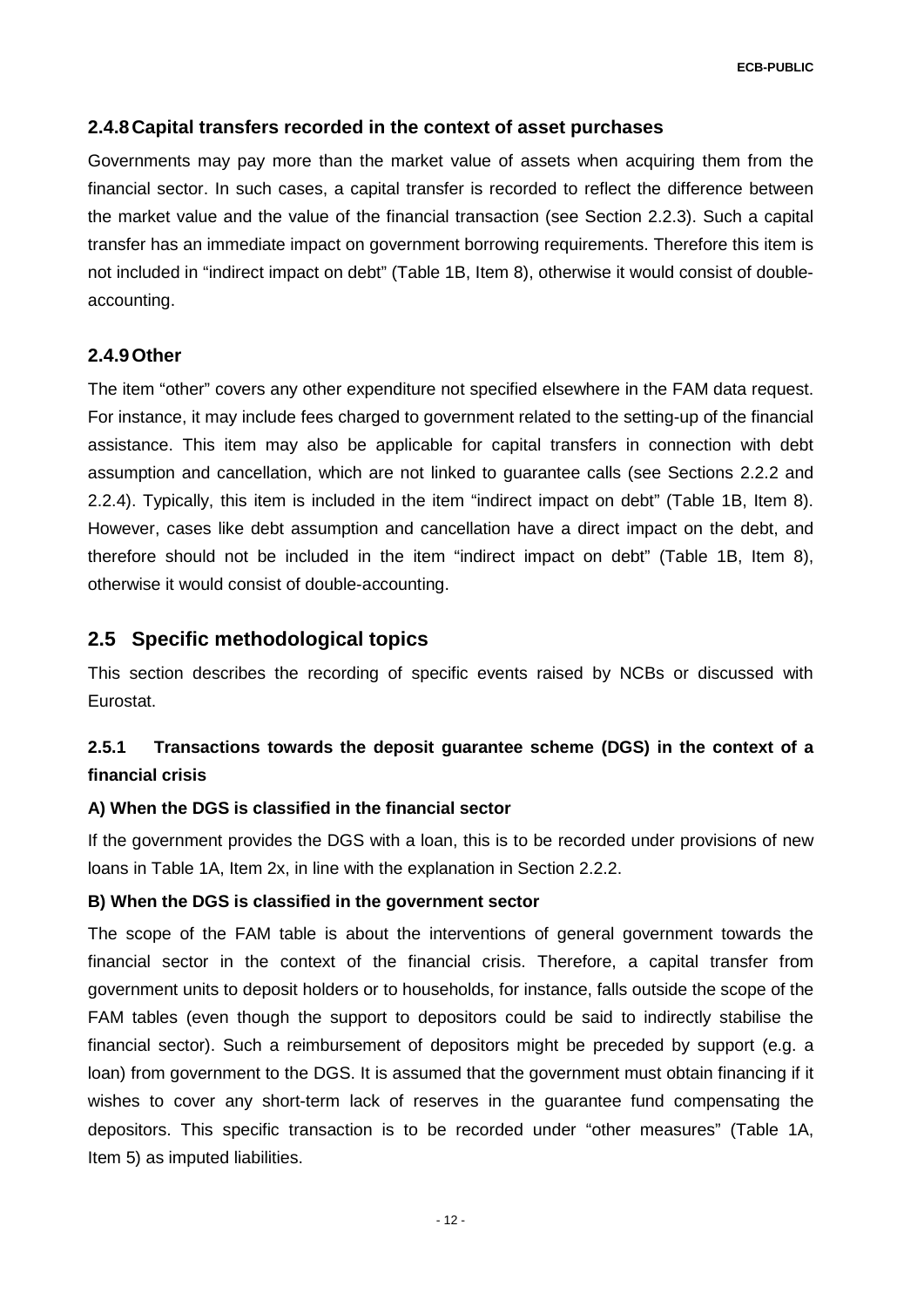### 2.4.8 Capital transfers recorded in the context of asset purchases

Governments may pay more than the market value of assets when acquiring them from the financial sector. In such cases, a capital transfer is recorded to reflect the difference between the market value and the value of the financial transaction (see Section 2.2.3). Such a capital transfer has an immediate impact on government borrowing requirements. Therefore this item is not included in "indirect impact on debt" (Table 1B, Item 8), otherwise it would consist of double-accounting.

### 2.4.9 Other

The item "other" covers any other expenditure not specified elsewhere in the FAM data request. For instance, it may include fees charged to government related to the setting-up of the financial assistance. This item may also be applicable for capital transfers in connection with debt assumption and cancellation, which are not linked to guarantee calls (see Sections 2.2.2 and 2.2.4). Typically, this item is included in the item "indirect impact on debt" (Table 1B, Item 8). However, cases like debt assumption and cancellation have a direct impact on the debt, and therefore should not be included in the item "indirect impact on debt" (Table 1B, Item 8), otherwise it would consist of double-accounting.

## 2.5 Specific methodological topics

This section describes the recording of specific events raised by NCBs or discussed with Eurostat.

### 2.5.1 Transactions towards the deposit guarantee scheme (DGS) in the context of a financial crisis

**A) When the DGS is classified in the financial sector**

If the government provides the DGS with a loan, this is to be recorded under provisions of new loans in Table 1A, Item 2x, in line with the explanation in Section 2.2.2.

**B) When the DGS is classified in the government sector**

The scope of the FAM table is about the interventions of general government towards the financial sector in the context of the financial crisis. Therefore, a capital transfer from government units to deposit holders or to households, for instance, falls outside the scope of the FAM tables (even though the support to depositors could be said to indirectly stabilise the financial sector). Such a reimbursement of depositors might be preceded by support (e.g. a loan) from government to the DGS. It is assumed that the government must obtain financing if it wishes to cover any short-term lack of reserves in the guarantee fund compensating the depositors. This specific transaction is to be recorded under "other measures" (Table 1A, Item 5) as imputed liabilities.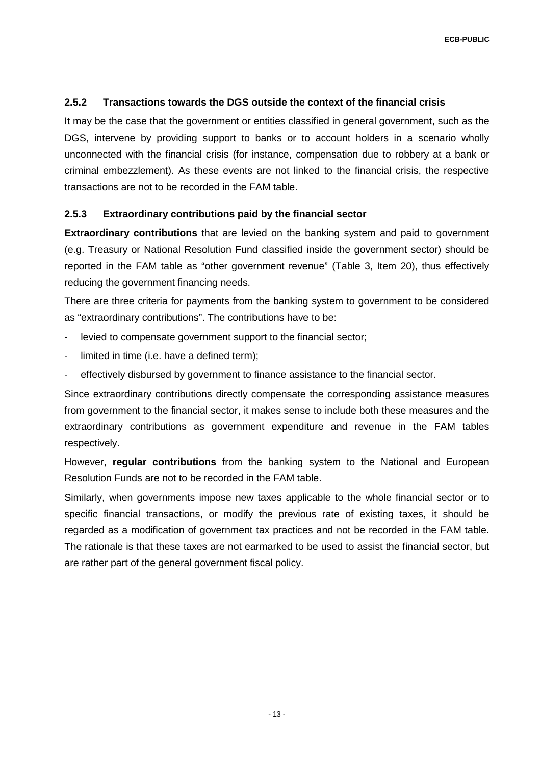### 2.5.2 Transactions towards the DGS outside the context of the financial crisis

It may be the case that the government or entities classified in general government, such as the DGS, intervene by providing support to banks or to account holders in a scenario wholly unconnected with the financial crisis (for instance, compensation due to robbery at a bank or criminal embezzlement). As these events are not linked to the financial crisis, the respective transactions are not to be recorded in the FAM table.

### 2.5.3 Extraordinary contributions paid by the financial sector

**Extraordinary contributions** that are levied on the banking system and paid to government (e.g. Treasury or National Resolution Fund classified inside the government sector) should be reported in the FAM table as "other government revenue" (Table 3, Item 20), thus effectively reducing the government financing needs.

There are three criteria for payments from the banking system to government to be considered as "extraordinary contributions". The contributions have to be:

- levied to compensate government support to the financial sector;
- limited in time (i.e. have a defined term);
- effectively disbursed by government to finance assistance to the financial sector.

Since extraordinary contributions directly compensate the corresponding assistance measures from government to the financial sector, it makes sense to include both these measures and the extraordinary contributions as government expenditure and revenue in the FAM tables respectively.

However, **regular contributions** from the banking system to the National and European Resolution Funds are not to be recorded in the FAM table.

Similarly, when governments impose new taxes applicable to the whole financial sector or to specific financial transactions, or modify the previous rate of existing taxes, it should be regarded as a modification of government tax practices and not be recorded in the FAM table. The rationale is that these taxes are not earmarked to be used to assist the financial sector, but are rather part of the general government fiscal policy.